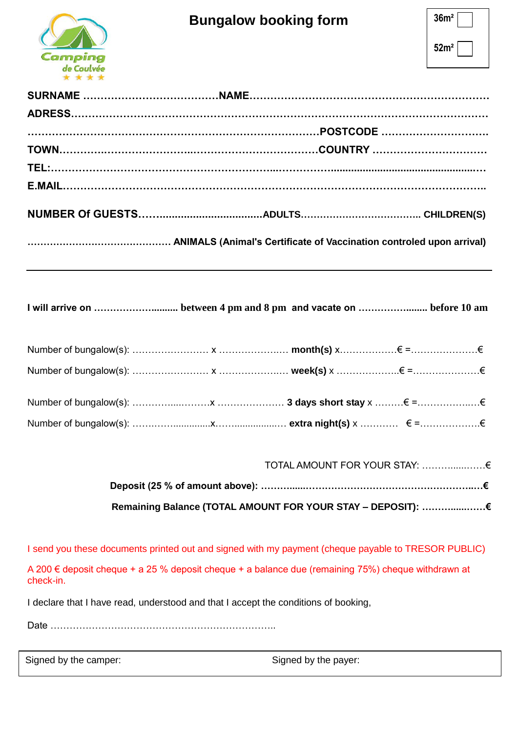Camping de Coulvée

# Bungalow booking form

36m² ☐

52m² ☐

**SURNAME** ………………………………… **NAME** …………………………………………………………

**ADRESS** …………………………………………………………………………………………………

……………………………………………………………………… **POSTCODE** …………………………

**TOWN** …………………………………………………………… **COUNTRY** ……………………………

**TEL:** ……………………………………………………………………………………………………

**E.MAIL** …………………………………………………………………………………………………

**NUMBER Of GUESTS** ……................................. **ADULTS** ……………………………….. **CHILDREN(S)**

……………………………………… **ANIMALS (Animal's Certificate of Vaccination controled upon arrival)**

---

**I will arrive on** ……………........ **between 4 pm and 8 pm and vacate on** ……………....... **before 10 am**

Number of bungalow(s): …………………… x ………………… **month(s)** x……………… € =………………… €

Number of bungalow(s): …………………… x ………………… **week(s)** x ……………….. € =………………… €

Number of bungalow(s): ……………………x ………………… **3 days short stay** x ……… € =……………… €

Number of bungalow(s): ……………………x………………… **extra night(s)** x ………… € =……………… €

TOTAL AMOUNT FOR YOUR STAY: ……………… €

**Deposit (25 % of amount above):** ……………………………………………………… **€**

**Remaining Balance (TOTAL AMOUNT FOR YOUR STAY – DEPOSIT):** ……………… **€**

I send you these documents printed out and signed with my payment (cheque payable to TRESOR PUBLIC)

A 200 € deposit cheque + a 25 % deposit cheque + a balance due (remaining 75%) cheque withdrawn at check-in.

I declare that I have read, understood and that I accept the conditions of booking,

Date ………………………………………………………………..

| Signed by the camper: | Signed by the payer: |
|---|---|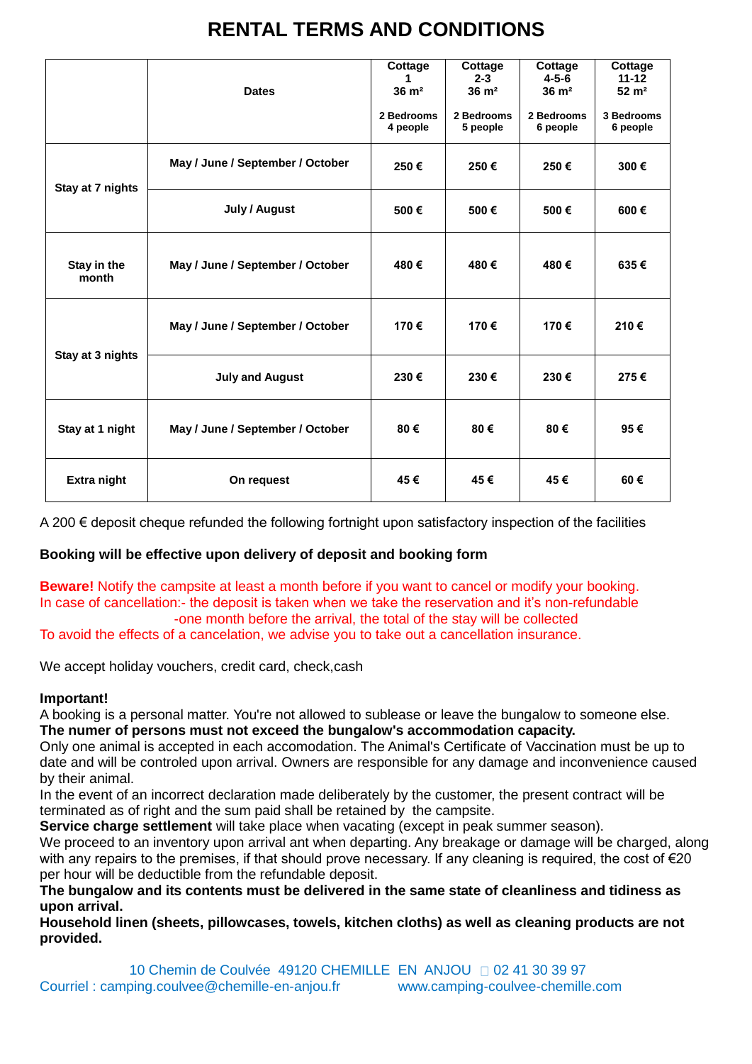# RENTAL TERMS AND CONDITIONS

| | Dates | Cottage 1 36 m² 2 Bedrooms 4 people | Cottage 2-3 36 m² 2 Bedrooms 5 people | Cottage 4-5-6 36 m² 2 Bedrooms 6 people | Cottage 11-12 52 m² 3 Bedrooms 6 people |
|---|---|---|---|---|---|
| Stay at 7 nights | May / June / September / October | 250 € | 250 € | 250 € | 300 € |
| | July / August | 500 € | 500 € | 500 € | 600 € |
| Stay in the month | May / June / September / October | 480 € | 480 € | 480 € | 635 € |
| Stay at 3 nights | May / June / September / October | 170 € | 170 € | 170 € | 210 € |
| | July and August | 230 € | 230 € | 230 € | 275 € |
| Stay at 1 night | May / June / September / October | 80 € | 80 € | 80 € | 95 € |
| Extra night | On request | 45 € | 45 € | 45 € | 60 € |

A 200 € deposit cheque refunded the following fortnight upon satisfactory inspection of the facilities

**Booking will be effective upon delivery of deposit and booking form**

**Beware!** Notify the campsite at least a month before if you want to cancel or modify your booking.
In case of cancellation:- the deposit is taken when we take the reservation and it's non-refundable
-one month before the arrival, the total of the stay will be collected
To avoid the effects of a cancelation, we advise you to take out a cancellation insurance.

We accept holiday vouchers, credit card, check,cash

**Important!**
A booking is a personal matter. You're not allowed to sublease or leave the bungalow to someone else.
**The numer of persons must not exceed the bungalow's accommodation capacity.**
Only one animal is accepted in each accomodation. The Animal's Certificate of Vaccination must be up to date and will be controled upon arrival. Owners are responsible for any damage and inconvenience caused by their animal.
In the event of an incorrect declaration made deliberately by the customer, the present contract will be terminated as of right and the sum paid shall be retained by the campsite.
**Service charge settlement** will take place when vacating (except in peak summer season).
We proceed to an inventory upon arrival ant when departing. Any breakage or damage will be charged, along with any repairs to the premises, if that should prove necessary. If any cleaning is required, the cost of €20 per hour will be deductible from the refundable deposit.
**The bungalow and its contents must be delivered in the same state of cleanliness and tidiness as upon arrival.**
**Household linen (sheets, pillowcases, towels, kitchen cloths) as well as cleaning products are not provided.**

10 Chemin de Coulvée 49120 CHEMILLE EN ANJOU 02 41 30 39 97
Courriel : camping.coulvee@chemille-en-anjou.fr www.camping-coulvee-chemille.com